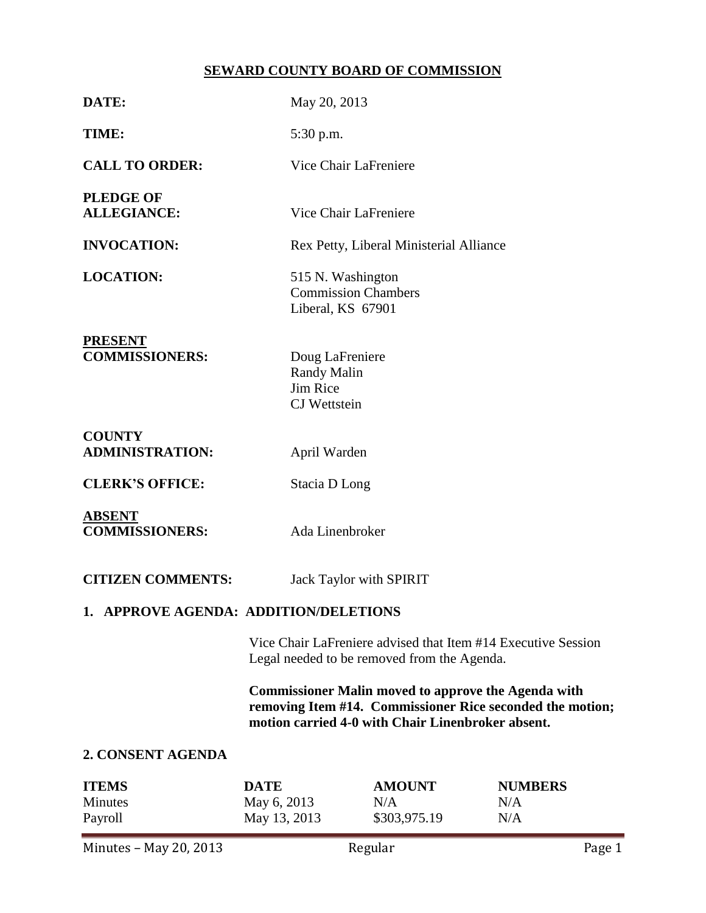# SEWARD COUNTY BOARD OF COMMISSION

**DATE:** May 20, 2013

**TIME:** 5:30 p.m.

**CALL TO ORDER:** Vice Chair LaFreniere

**PLEDGE OF ALLEGIANCE:** Vice Chair LaFreniere

**INVOCATION:** Rex Petty, Liberal Ministerial Alliance

**LOCATION:** 515 N. Washington
Commission Chambers
Liberal, KS 67901

**PRESENT COMMISSIONERS:** Doug LaFreniere
Randy Malin
Jim Rice
CJ Wettstein

**COUNTY ADMINISTRATION:** April Warden

**CLERK'S OFFICE:** Stacia D Long

**ABSENT COMMISSIONERS:** Ada Linenbroker

**CITIZEN COMMENTS:** Jack Taylor with SPIRIT

## 1. APPROVE AGENDA: ADDITION/DELETIONS

Vice Chair LaFreniere advised that Item #14 Executive Session Legal needed to be removed from the Agenda.

**Commissioner Malin moved to approve the Agenda with removing Item #14. Commissioner Rice seconded the motion; motion carried 4-0 with Chair Linenbroker absent.**

## 2. CONSENT AGENDA

| ITEMS | DATE | AMOUNT | NUMBERS |
|---|---|---|---|
| Minutes | May 6, 2013 | N/A | N/A |
| Payroll | May 13, 2013 | $303,975.19 | N/A |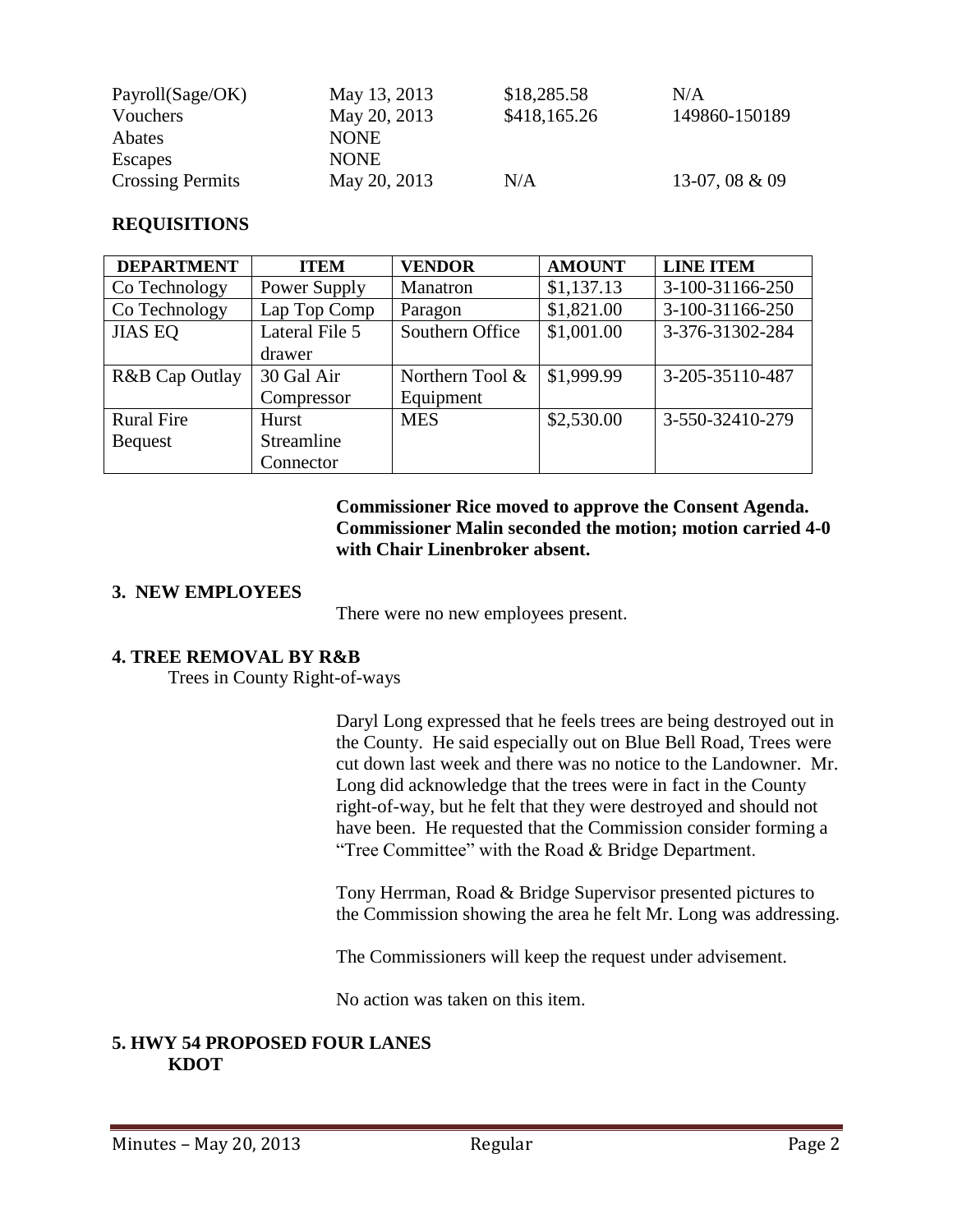| | | | |
|---|---|---|---|
| Payroll(Sage/OK) | May 13, 2013 | $18,285.58 | N/A |
| Vouchers | May 20, 2013 | $418,165.26 | 149860-150189 |
| Abates | NONE | | |
| Escapes | NONE | | |
| Crossing Permits | May 20, 2013 | N/A | 13-07, 08 & 09 |

**REQUISITIONS**

| DEPARTMENT | ITEM | VENDOR | AMOUNT | LINE ITEM |
|---|---|---|---|---|
| Co Technology | Power Supply | Manatron | $1,137.13 | 3-100-31166-250 |
| Co Technology | Lap Top Comp | Paragon | $1,821.00 | 3-100-31166-250 |
| JIAS EQ | Lateral File 5 drawer | Southern Office | $1,001.00 | 3-376-31302-284 |
| R&B Cap Outlay | 30 Gal Air Compressor | Northern Tool & Equipment | $1,999.99 | 3-205-35110-487 |
| Rural Fire Bequest | Hurst Streamline Connector | MES | $2,530.00 | 3-550-32410-279 |

**Commissioner Rice moved to approve the Consent Agenda. Commissioner Malin seconded the motion; motion carried 4-0 with Chair Linenbroker absent.**

**3. NEW EMPLOYEES**

There were no new employees present.

**4. TREE REMOVAL BY R&B**

Trees in County Right-of-ways

Daryl Long expressed that he feels trees are being destroyed out in the County. He said especially out on Blue Bell Road, Trees were cut down last week and there was no notice to the Landowner. Mr. Long did acknowledge that the trees were in fact in the County right-of-way, but he felt that they were destroyed and should not have been. He requested that the Commission consider forming a "Tree Committee" with the Road & Bridge Department.

Tony Herrman, Road & Bridge Supervisor presented pictures to the Commission showing the area he felt Mr. Long was addressing.

The Commissioners will keep the request under advisement.

No action was taken on this item.

**5. HWY 54 PROPOSED FOUR LANES**
**KDOT**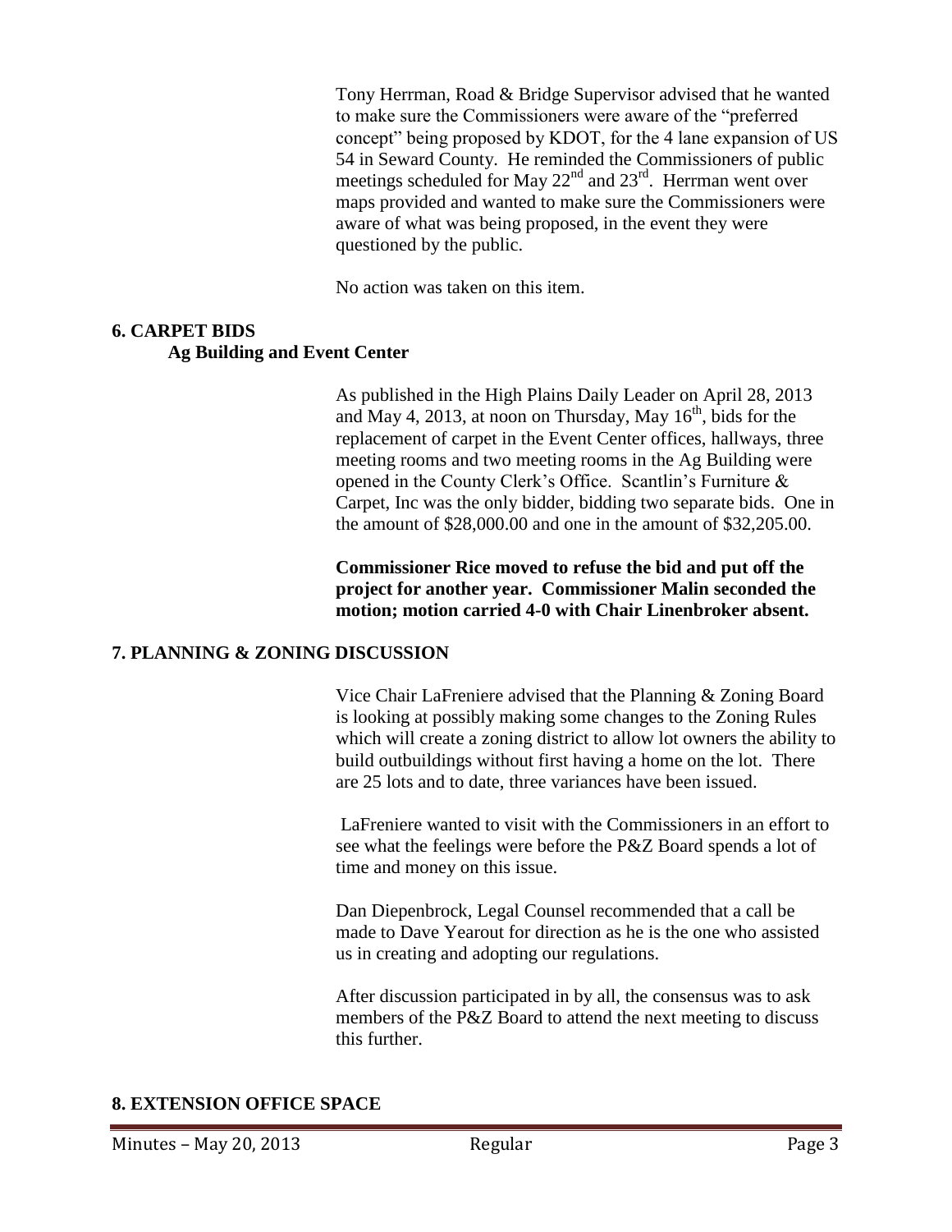Tony Herrman, Road & Bridge Supervisor advised that he wanted to make sure the Commissioners were aware of the "preferred concept" being proposed by KDOT, for the 4 lane expansion of US 54 in Seward County. He reminded the Commissioners of public meetings scheduled for May 22nd and 23rd. Herrman went over maps provided and wanted to make sure the Commissioners were aware of what was being proposed, in the event they were questioned by the public.

No action was taken on this item.

## 6. CARPET BIDS

### Ag Building and Event Center

As published in the High Plains Daily Leader on April 28, 2013 and May 4, 2013, at noon on Thursday, May 16th, bids for the replacement of carpet in the Event Center offices, hallways, three meeting rooms and two meeting rooms in the Ag Building were opened in the County Clerk's Office. Scantlin's Furniture & Carpet, Inc was the only bidder, bidding two separate bids. One in the amount of $28,000.00 and one in the amount of $32,205.00.

**Commissioner Rice moved to refuse the bid and put off the project for another year. Commissioner Malin seconded the motion; motion carried 4-0 with Chair Linenbroker absent.**

## 7. PLANNING & ZONING DISCUSSION

Vice Chair LaFreniere advised that the Planning & Zoning Board is looking at possibly making some changes to the Zoning Rules which will create a zoning district to allow lot owners the ability to build outbuildings without first having a home on the lot. There are 25 lots and to date, three variances have been issued.

LaFreniere wanted to visit with the Commissioners in an effort to see what the feelings were before the P&Z Board spends a lot of time and money on this issue.

Dan Diepenbrock, Legal Counsel recommended that a call be made to Dave Yearout for direction as he is the one who assisted us in creating and adopting our regulations.

After discussion participated in by all, the consensus was to ask members of the P&Z Board to attend the next meeting to discuss this further.

## 8. EXTENSION OFFICE SPACE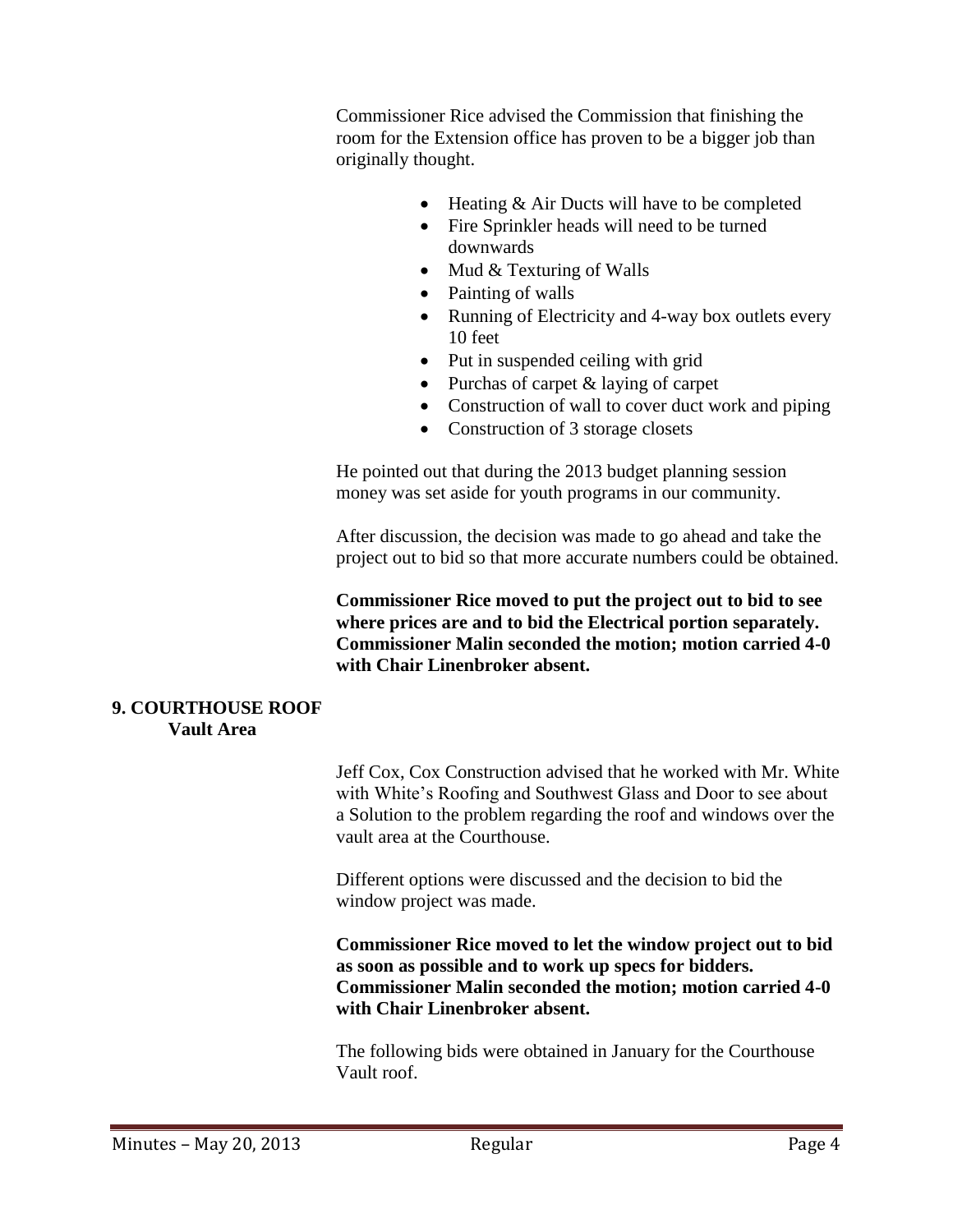Commissioner Rice advised the Commission that finishing the room for the Extension office has proven to be a bigger job than originally thought.

- Heating & Air Ducts will have to be completed
- Fire Sprinkler heads will need to be turned downwards
- Mud & Texturing of Walls
- Painting of walls
- Running of Electricity and 4-way box outlets every 10 feet
- Put in suspended ceiling with grid
- Purchas of carpet & laying of carpet
- Construction of wall to cover duct work and piping
- Construction of 3 storage closets

He pointed out that during the 2013 budget planning session money was set aside for youth programs in our community.

After discussion, the decision was made to go ahead and take the project out to bid so that more accurate numbers could be obtained.

**Commissioner Rice moved to put the project out to bid to see where prices are and to bid the Electrical portion separately. Commissioner Malin seconded the motion; motion carried 4-0 with Chair Linenbroker absent.**

## 9. COURTHOUSE ROOF
**Vault Area**

Jeff Cox, Cox Construction advised that he worked with Mr. White with White's Roofing and Southwest Glass and Door to see about a Solution to the problem regarding the roof and windows over the vault area at the Courthouse.

Different options were discussed and the decision to bid the window project was made.

**Commissioner Rice moved to let the window project out to bid as soon as possible and to work up specs for bidders. Commissioner Malin seconded the motion; motion carried 4-0 with Chair Linenbroker absent.**

The following bids were obtained in January for the Courthouse Vault roof.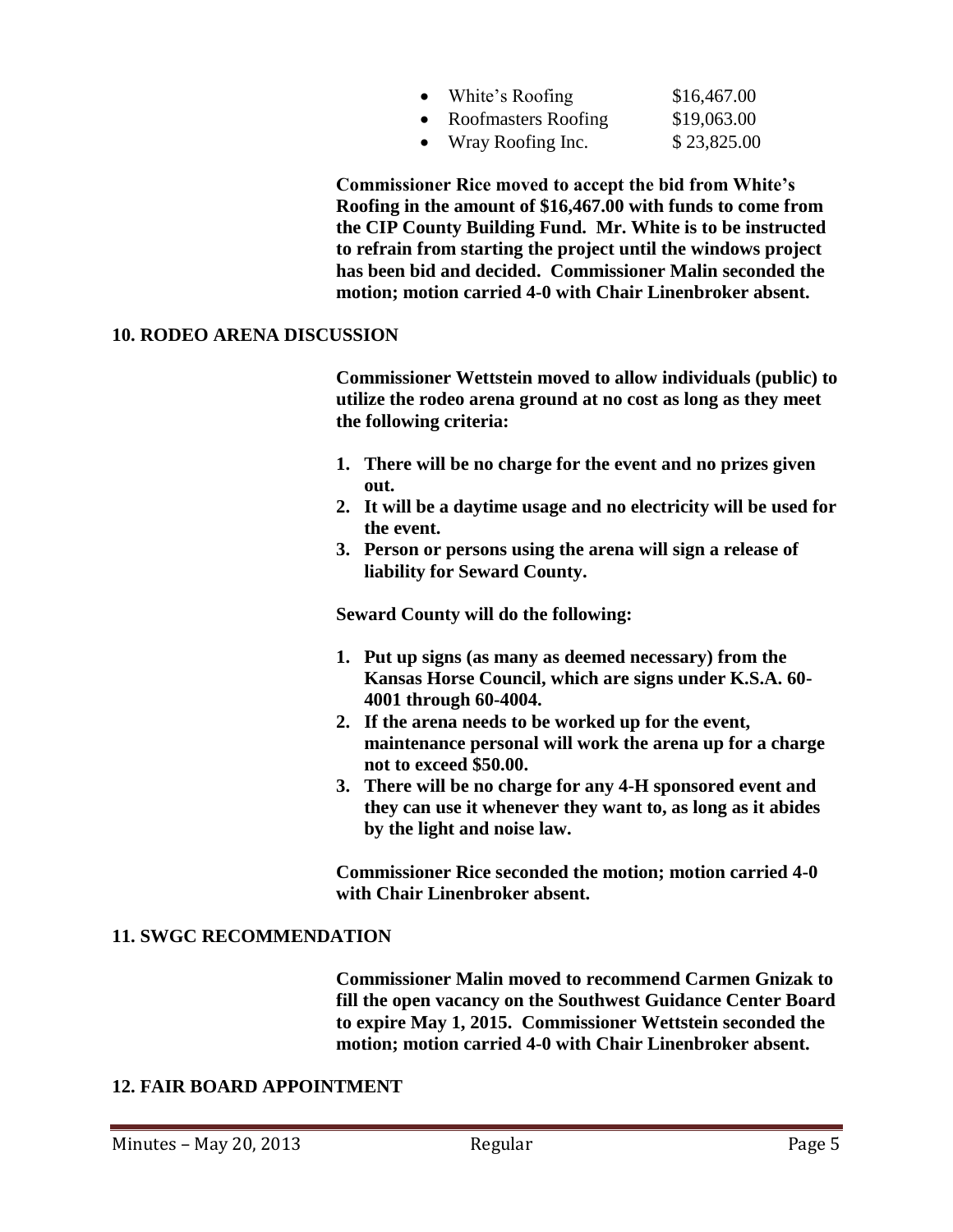- White's Roofing $16,467.00
- Roofmasters Roofing $19,063.00
- Wray Roofing Inc. $ 23,825.00

**Commissioner Rice moved to accept the bid from White's Roofing in the amount of $16,467.00 with funds to come from the CIP County Building Fund. Mr. White is to be instructed to refrain from starting the project until the windows project has been bid and decided. Commissioner Malin seconded the motion; motion carried 4-0 with Chair Linenbroker absent.**

**10. RODEO ARENA DISCUSSION**

**Commissioner Wettstein moved to allow individuals (public) to utilize the rodeo arena ground at no cost as long as they meet the following criteria:**

1. **There will be no charge for the event and no prizes given out.**
2. **It will be a daytime usage and no electricity will be used for the event.**
3. **Person or persons using the arena will sign a release of liability for Seward County.**

**Seward County will do the following:**

1. **Put up signs (as many as deemed necessary) from the Kansas Horse Council, which are signs under K.S.A. 60-4001 through 60-4004.**
2. **If the arena needs to be worked up for the event, maintenance personal will work the arena up for a charge not to exceed $50.00.**
3. **There will be no charge for any 4-H sponsored event and they can use it whenever they want to, as long as it abides by the light and noise law.**

**Commissioner Rice seconded the motion; motion carried 4-0 with Chair Linenbroker absent.**

**11. SWGC RECOMMENDATION**

**Commissioner Malin moved to recommend Carmen Gnizak to fill the open vacancy on the Southwest Guidance Center Board to expire May 1, 2015. Commissioner Wettstein seconded the motion; motion carried 4-0 with Chair Linenbroker absent.**

**12. FAIR BOARD APPOINTMENT**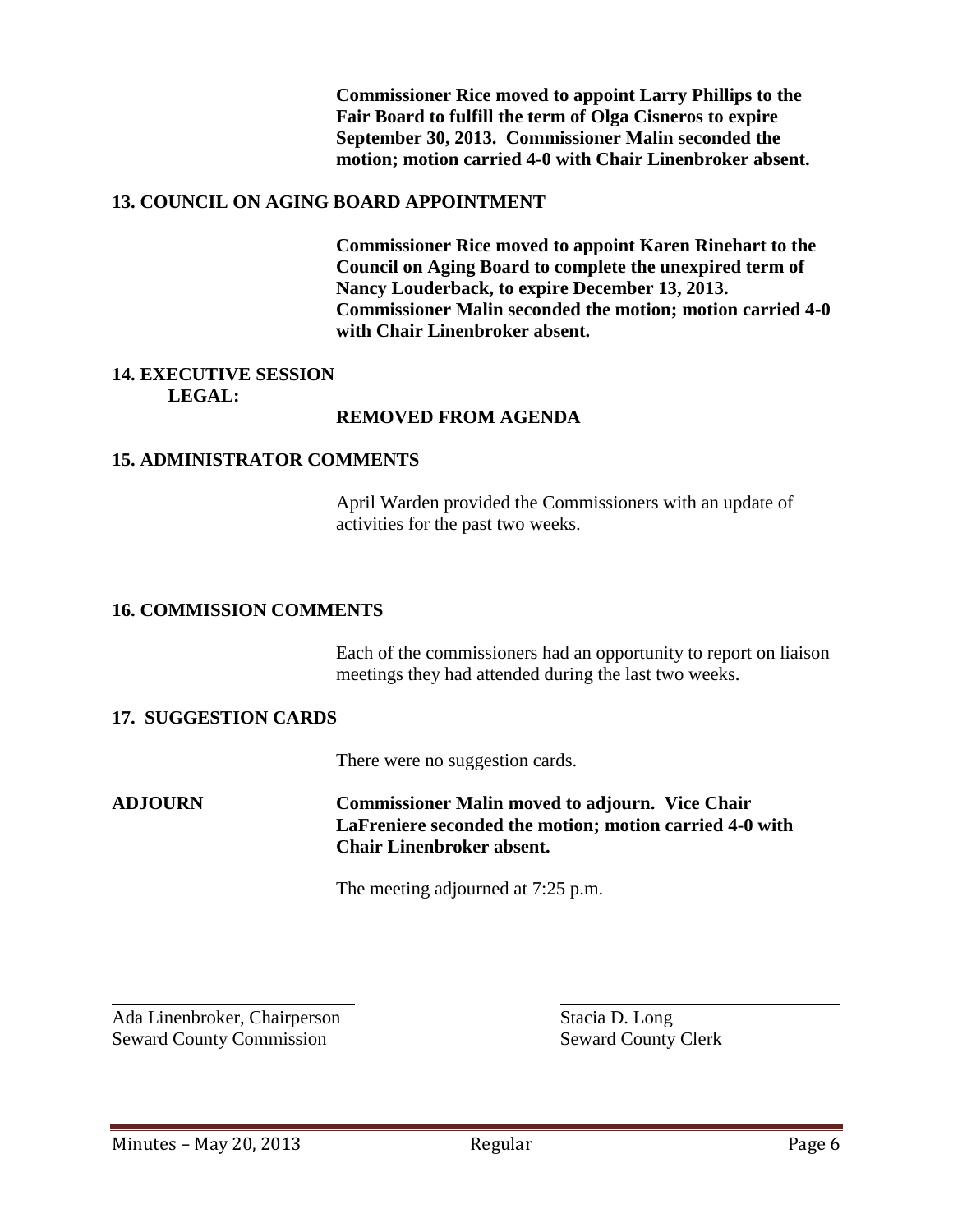**Commissioner Rice moved to appoint Larry Phillips to the Fair Board to fulfill the term of Olga Cisneros to expire September 30, 2013. Commissioner Malin seconded the motion; motion carried 4-0 with Chair Linenbroker absent.**

**13. COUNCIL ON AGING BOARD APPOINTMENT**

**Commissioner Rice moved to appoint Karen Rinehart to the Council on Aging Board to complete the unexpired term of Nancy Louderback, to expire December 13, 2013. Commissioner Malin seconded the motion; motion carried 4-0 with Chair Linenbroker absent.**

**14. EXECUTIVE SESSION**
**LEGAL:**

**REMOVED FROM AGENDA**

**15. ADMINISTRATOR COMMENTS**

April Warden provided the Commissioners with an update of activities for the past two weeks.

**16. COMMISSION COMMENTS**

Each of the commissioners had an opportunity to report on liaison meetings they had attended during the last two weeks.

**17. SUGGESTION CARDS**

There were no suggestion cards.

**ADJOURN** **Commissioner Malin moved to adjourn. Vice Chair LaFreniere seconded the motion; motion carried 4-0 with Chair Linenbroker absent.**

The meeting adjourned at 7:25 p.m.

Ada Linenbroker, Chairperson
Seward County Commission

Stacia D. Long
Seward County Clerk

Minutes – May 20, 2013 Regular